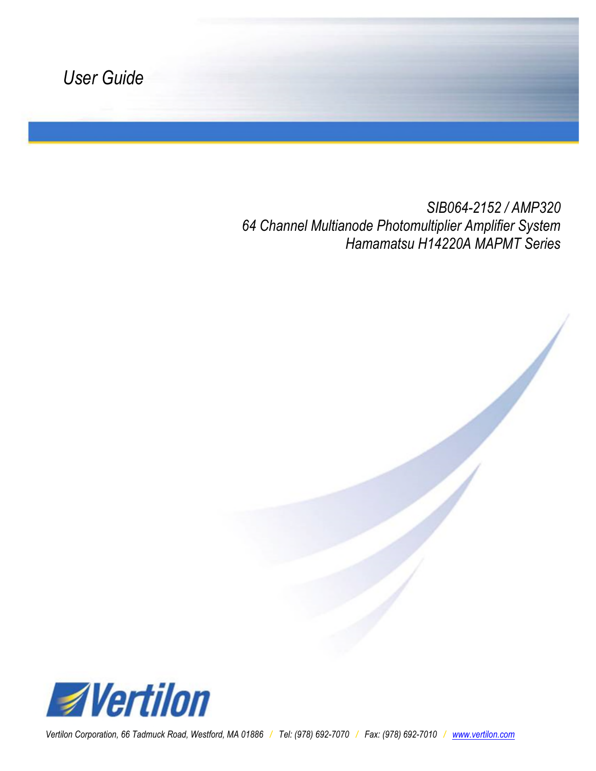*User Guide*

# SIB064-2152 / AMP320
## 64 Channel Multianode Photomultiplier Amplifier System
## Hamamatsu H14220A MAPMT Series

Vertilon

*Vertilon Corporation, 66 Tadmuck Road, Westford, MA 01886 / Tel: (978) 692-7070 / Fax: (978) 692-7010 / www.vertilon.com*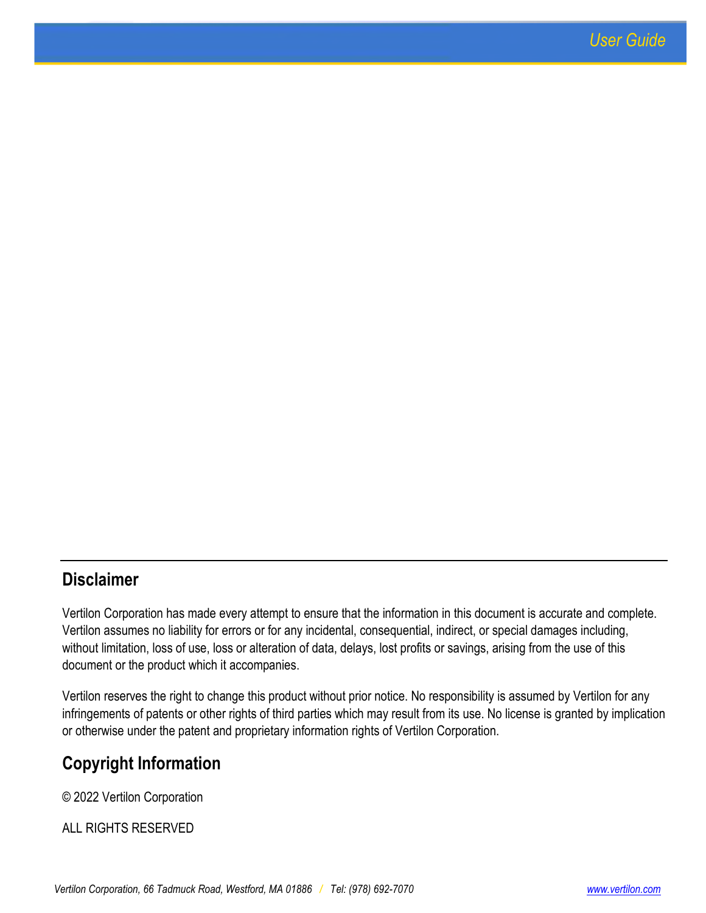## Disclaimer

Vertilon Corporation has made every attempt to ensure that the information in this document is accurate and complete. Vertilon assumes no liability for errors or for any incidental, consequential, indirect, or special damages including, without limitation, loss of use, loss or alteration of data, delays, lost profits or savings, arising from the use of this document or the product which it accompanies.

Vertilon reserves the right to change this product without prior notice. No responsibility is assumed by Vertilon for any infringements of patents or other rights of third parties which may result from its use. No license is granted by implication or otherwise under the patent and proprietary information rights of Vertilon Corporation.

## Copyright Information

© 2022 Vertilon Corporation

ALL RIGHTS RESERVED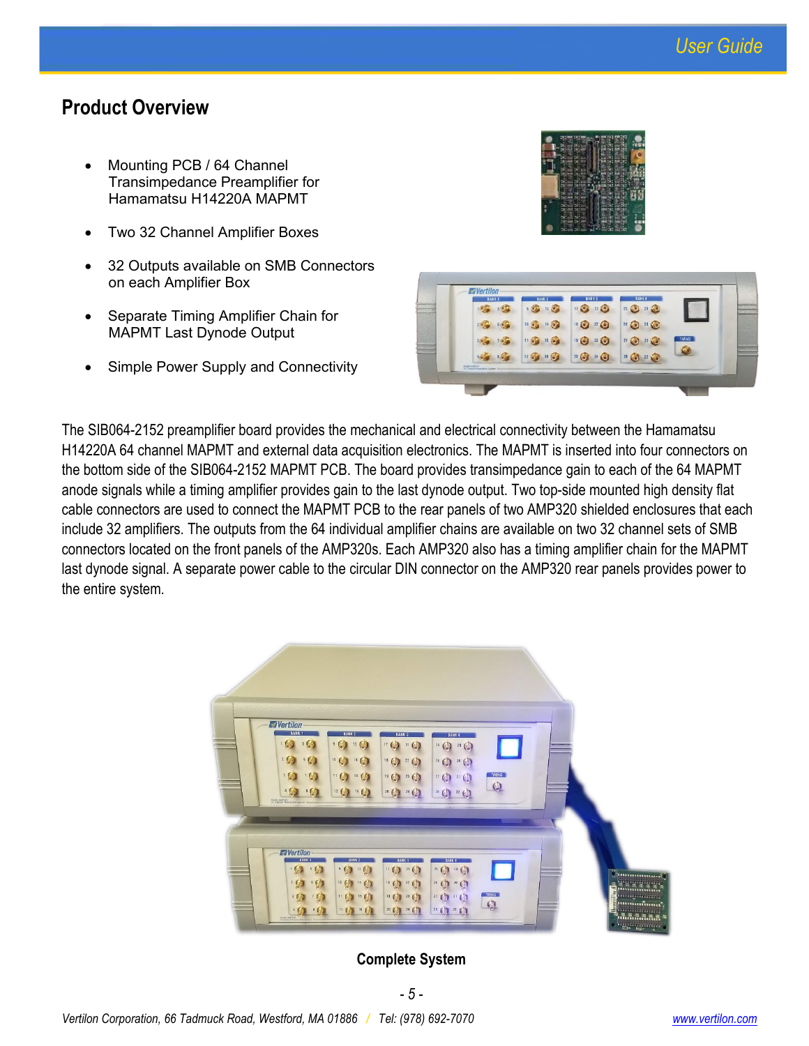## Product Overview

- Mounting PCB / 64 Channel Transimpedance Preamplifier for Hamamatsu H14220A MAPMT
- Two 32 Channel Amplifier Boxes
- 32 Outputs available on SMB Connectors on each Amplifier Box
- Separate Timing Amplifier Chain for MAPMT Last Dynode Output
- Simple Power Supply and Connectivity

The SIB064-2152 preamplifier board provides the mechanical and electrical connectivity between the Hamamatsu H14220A 64 channel MAPMT and external data acquisition electronics. The MAPMT is inserted into four connectors on the bottom side of the SIB064-2152 MAPMT PCB. The board provides transimpedance gain to each of the 64 MAPMT anode signals while a timing amplifier provides gain to the last dynode output. Two top-side mounted high density flat cable connectors are used to connect the MAPMT PCB to the rear panels of two AMP320 shielded enclosures that each include 32 amplifiers. The outputs from the 64 individual amplifier chains are available on two 32 channel sets of SMB connectors located on the front panels of the AMP320s. Each AMP320 also has a timing amplifier chain for the MAPMT last dynode signal. A separate power cable to the circular DIN connector on the AMP320 rear panels provides power to the entire system.

**Complete System**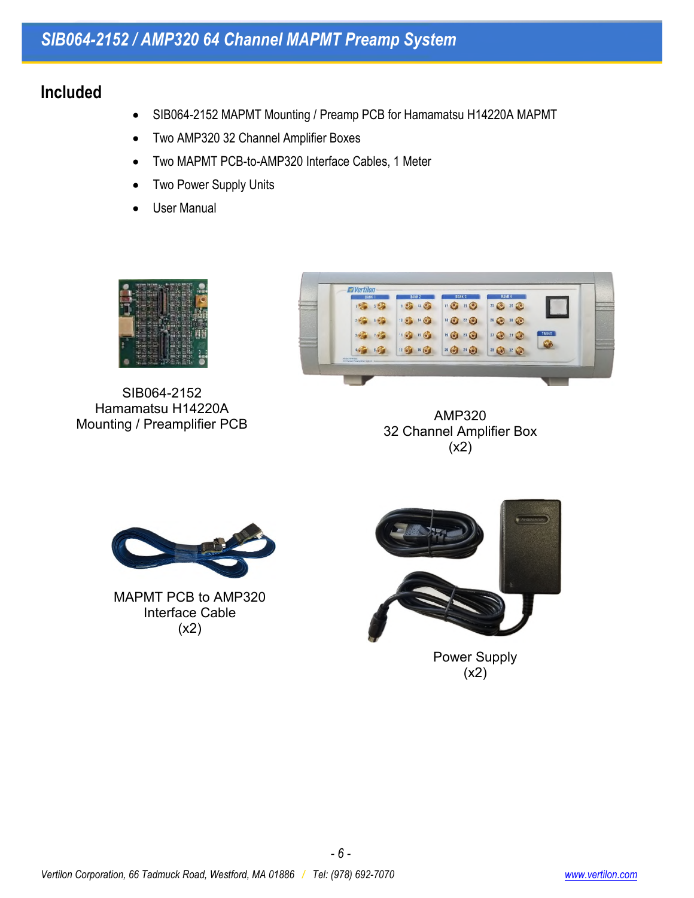## Included

- SIB064-2152 MAPMT Mounting / Preamp PCB for Hamamatsu H14220A MAPMT
- Two AMP320 32 Channel Amplifier Boxes
- Two MAPMT PCB-to-AMP320 Interface Cables, 1 Meter
- Two Power Supply Units
- User Manual

SIB064-2152
Hamamatsu H14220A
Mounting / Preamplifier PCB

AMP320
32 Channel Amplifier Box
(x2)

MAPMT PCB to AMP320
Interface Cable
(x2)

Power Supply
(x2)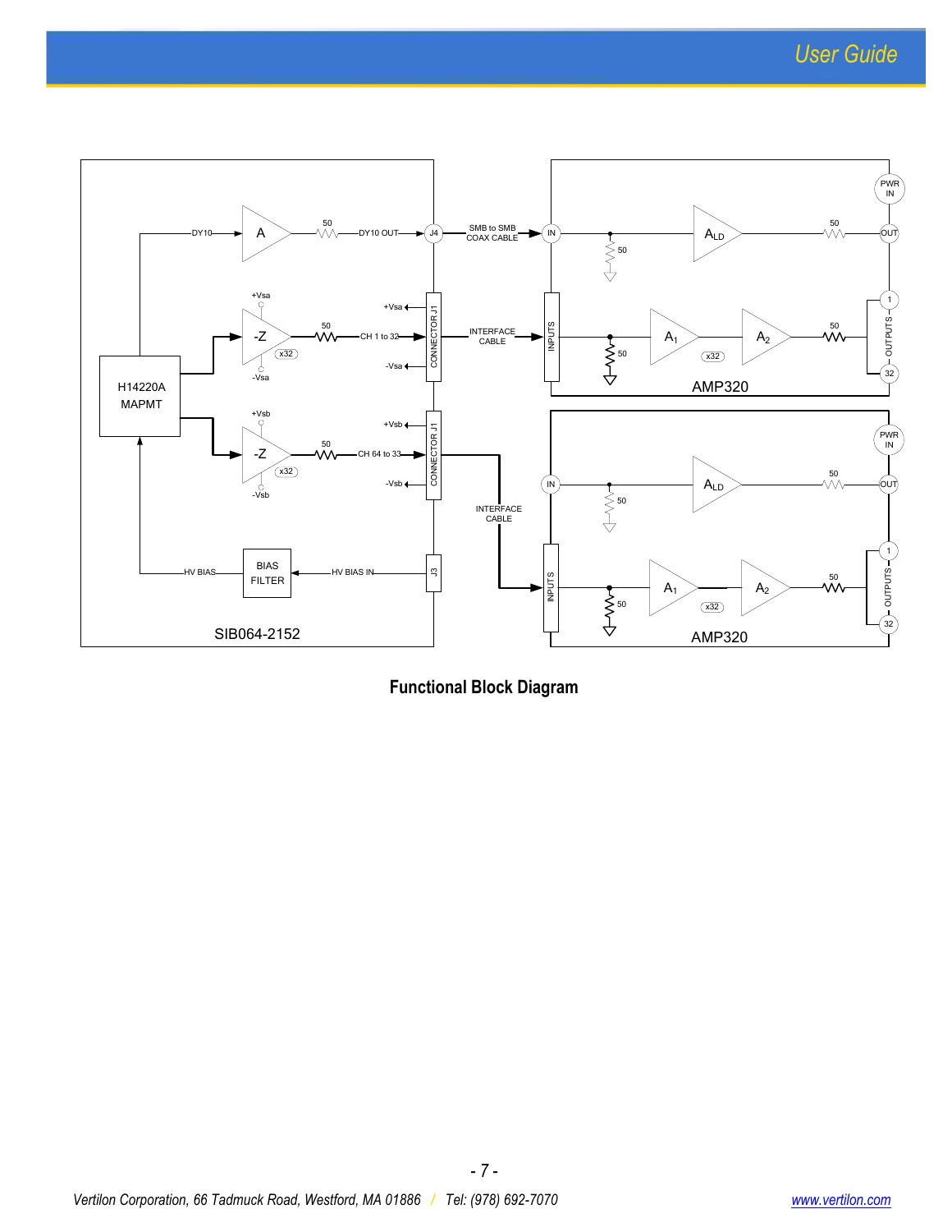**Functional Block Diagram**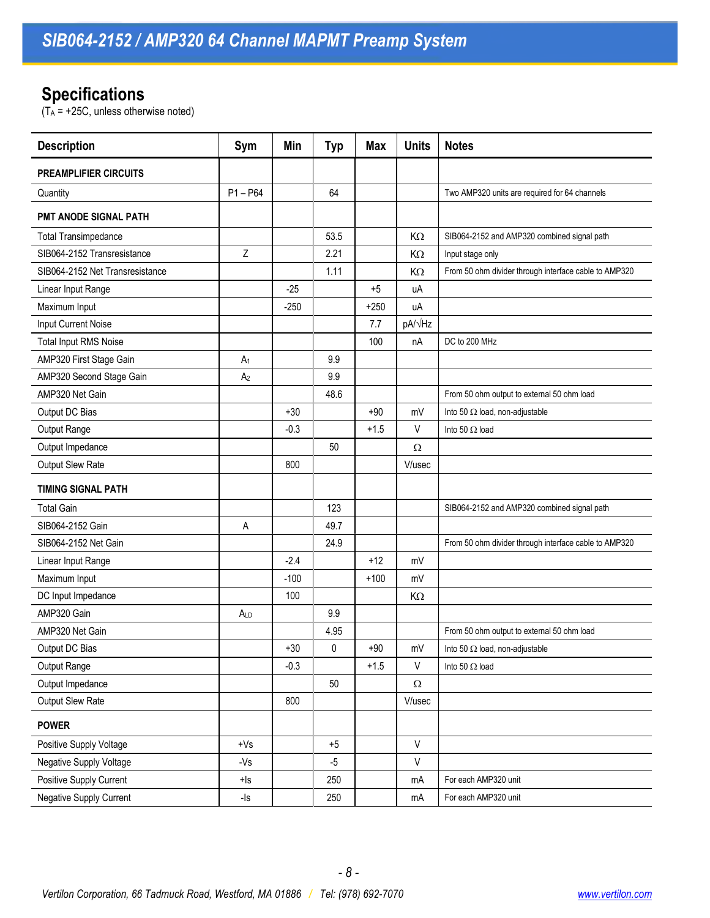## Specifications

($T_A$ = +25C, unless otherwise noted)

| Description | Sym | Min | Typ | Max | Units | Notes |
|---|---|---|---|---|---|---|
| **PREAMPLIFIER CIRCUITS** | | | | | | |
| Quantity | P1 – P64 | | 64 | | | Two AMP320 units are required for 64 channels |
| **PMT ANODE SIGNAL PATH** | | | | | | |
| Total Transimpedance | | | 53.5 | | KΩ | SIB064-2152 and AMP320 combined signal path |
| SIB064-2152 Transresistance | Z | | 2.21 | | KΩ | Input stage only |
| SIB064-2152 Net Transresistance | | | 1.11 | | KΩ | From 50 ohm divider through interface cable to AMP320 |
| Linear Input Range | | -25 | | +5 | uA | |
| Maximum Input | | -250 | | +250 | uA | |
| Input Current Noise | | | | 7.7 | pA/√Hz | |
| Total Input RMS Noise | | | | 100 | nA | DC to 200 MHz |
| AMP320 First Stage Gain | $A_1$ | | 9.9 | | | |
| AMP320 Second Stage Gain | $A_2$ | | 9.9 | | | |
| AMP320 Net Gain | | | 48.6 | | | From 50 ohm output to external 50 ohm load |
| Output DC Bias | | +30 | | +90 | mV | Into 50 Ω load, non-adjustable |
| Output Range | | -0.3 | | +1.5 | V | Into 50 Ω load |
| Output Impedance | | | 50 | | Ω | |
| Output Slew Rate | | 800 | | | V/usec | |
| **TIMING SIGNAL PATH** | | | | | | |
| Total Gain | | | 123 | | | SIB064-2152 and AMP320 combined signal path |
| SIB064-2152 Gain | A | | 49.7 | | | |
| SIB064-2152 Net Gain | | | 24.9 | | | From 50 ohm divider through interface cable to AMP320 |
| Linear Input Range | | -2.4 | | +12 | mV | |
| Maximum Input | | -100 | | +100 | mV | |
| DC Input Impedance | | 100 | | | KΩ | |
| AMP320 Gain | $A_{LD}$ | | 9.9 | | | |
| AMP320 Net Gain | | | 4.95 | | | From 50 ohm output to external 50 ohm load |
| Output DC Bias | | +30 | 0 | +90 | mV | Into 50 Ω load, non-adjustable |
| Output Range | | -0.3 | | +1.5 | V | Into 50 Ω load |
| Output Impedance | | | 50 | | Ω | |
| Output Slew Rate | | 800 | | | V/usec | |
| **POWER** | | | | | | |
| Positive Supply Voltage | +Vs | | +5 | | V | |
| Negative Supply Voltage | -Vs | | -5 | | V | |
| Positive Supply Current | +Is | | 250 | | mA | For each AMP320 unit |
| Negative Supply Current | -Is | | 250 | | mA | For each AMP320 unit |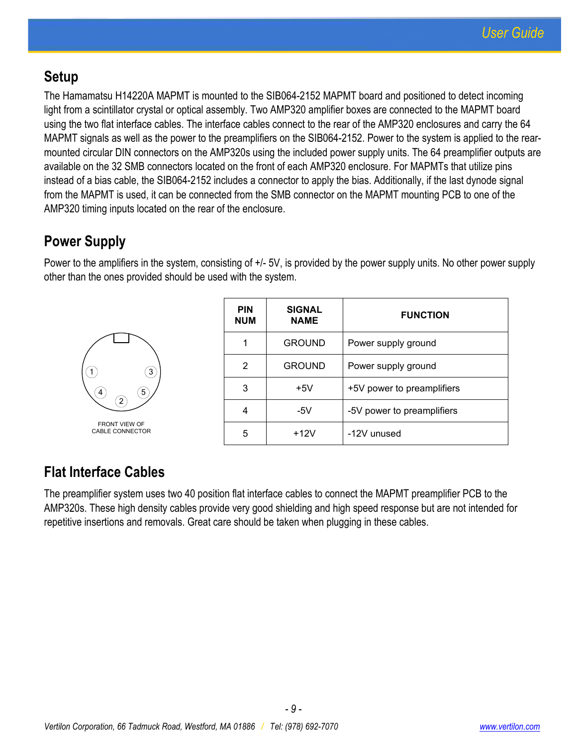## Setup

The Hamamatsu H14220A MAPMT is mounted to the SIB064-2152 MAPMT board and positioned to detect incoming light from a scintillator crystal or optical assembly. Two AMP320 amplifier boxes are connected to the MAPMT board using the two flat interface cables. The interface cables connect to the rear of the AMP320 enclosures and carry the 64 MAPMT signals as well as the power to the preamplifiers on the SIB064-2152. Power to the system is applied to the rear-mounted circular DIN connectors on the AMP320s using the included power supply units. The 64 preamplifier outputs are available on the 32 SMB connectors located on the front of each AMP320 enclosure. For MAPMTs that utilize pins instead of a bias cable, the SIB064-2152 includes a connector to apply the bias. Additionally, if the last dynode signal from the MAPMT is used, it can be connected from the SMB connector on the MAPMT mounting PCB to one of the AMP320 timing inputs located on the rear of the enclosure.

## Power Supply

Power to the amplifiers in the system, consisting of +/- 5V, is provided by the power supply units. No other power supply other than the ones provided should be used with the system.

FRONT VIEW OF CABLE CONNECTOR

| PIN NUM | SIGNAL NAME | FUNCTION |
|---|---|---|
| 1 | GROUND | Power supply ground |
| 2 | GROUND | Power supply ground |
| 3 | +5V | +5V power to preamplifiers |
| 4 | -5V | -5V power to preamplifiers |
| 5 | +12V | -12V unused |

## Flat Interface Cables

The preamplifier system uses two 40 position flat interface cables to connect the MAPMT preamplifier PCB to the AMP320s. These high density cables provide very good shielding and high speed response but are not intended for repetitive insertions and removals. Great care should be taken when plugging in these cables.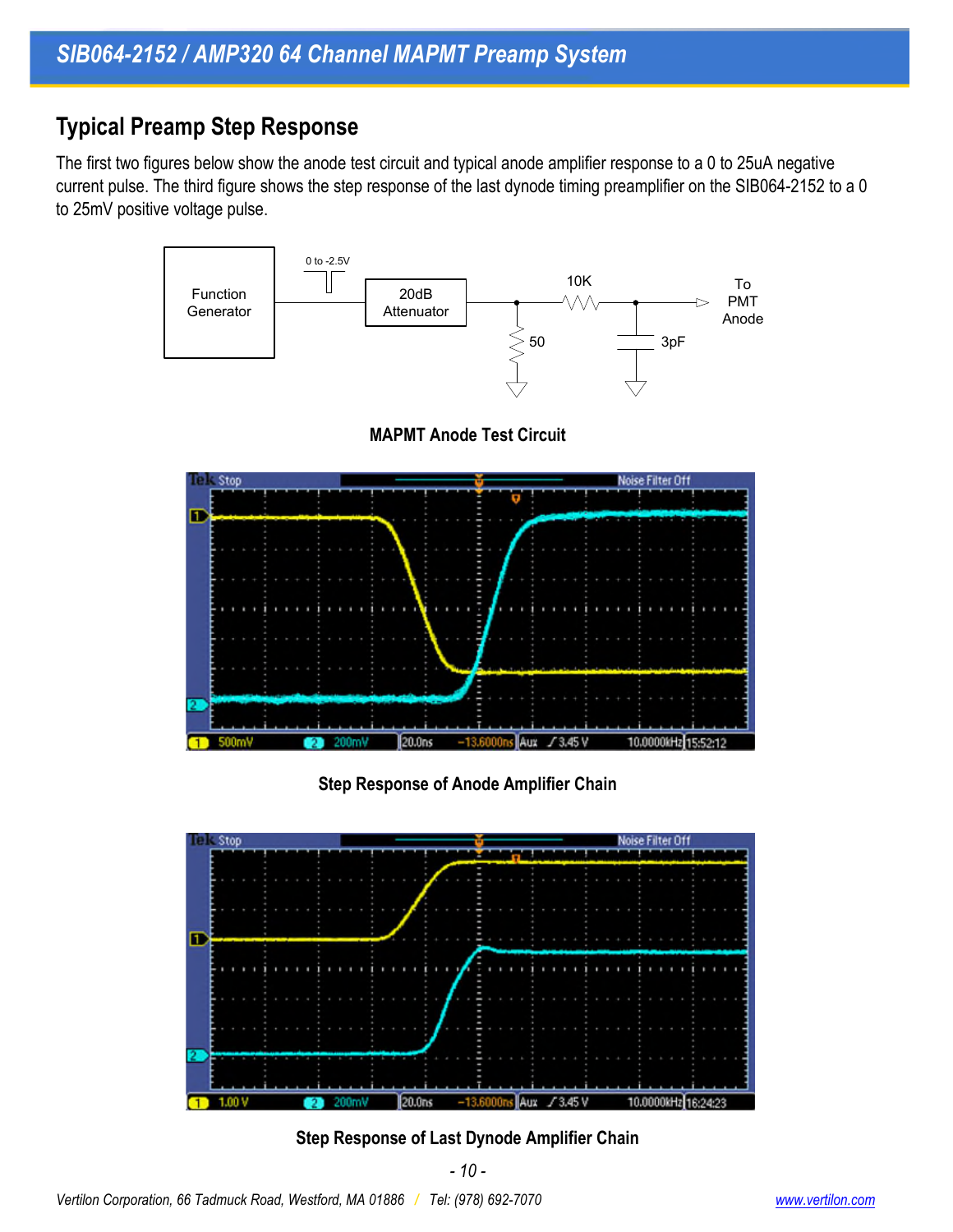## Typical Preamp Step Response

The first two figures below show the anode test circuit and typical anode amplifier response to a 0 to 25uA negative current pulse. The third figure shows the step response of the last dynode timing preamplifier on the SIB064-2152 to a 0 to 25mV positive voltage pulse.

**MAPMT Anode Test Circuit**

**Step Response of Anode Amplifier Chain**

**Step Response of Last Dynode Amplifier Chain**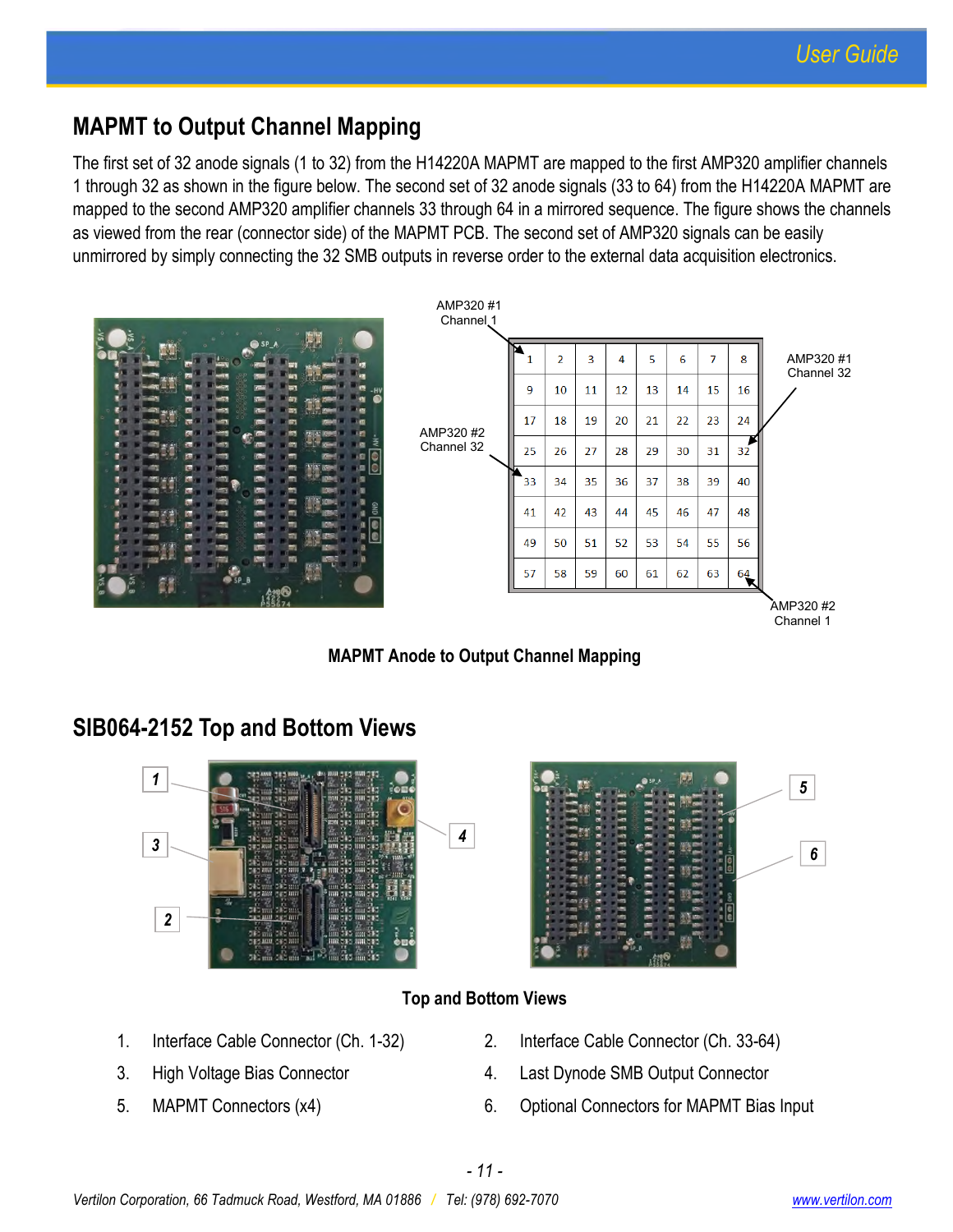## MAPMT to Output Channel Mapping

The first set of 32 anode signals (1 to 32) from the H14220A MAPMT are mapped to the first AMP320 amplifier channels 1 through 32 as shown in the figure below. The second set of 32 anode signals (33 to 64) from the H14220A MAPMT are mapped to the second AMP320 amplifier channels 33 through 64 in a mirrored sequence. The figure shows the channels as viewed from the rear (connector side) of the MAPMT PCB. The second set of AMP320 signals can be easily unmirrored by simply connecting the 32 SMB outputs in reverse order to the external data acquisition electronics.

AMP320 #1 Channel 1

| 1 | 2 | 3 | 4 | 5 | 6 | 7 | 8 |
|---|---|---|---|---|---|---|---|
| 9 | 10 | 11 | 12 | 13 | 14 | 15 | 16 |
| 17 | 18 | 19 | 20 | 21 | 22 | 23 | 24 |
| 25 | 26 | 27 | 28 | 29 | 30 | 31 | 32 |
| 33 | 34 | 35 | 36 | 37 | 38 | 39 | 40 |
| 41 | 42 | 43 | 44 | 45 | 46 | 47 | 48 |
| 49 | 50 | 51 | 52 | 53 | 54 | 55 | 56 |
| 57 | 58 | 59 | 60 | 61 | 62 | 63 | 64 |

AMP320 #1 Channel 32

AMP320 #2 Channel 32

AMP320 #2 Channel 1

**MAPMT Anode to Output Channel Mapping**

## SIB064-2152 Top and Bottom Views

**Top and Bottom Views**

1. Interface Cable Connector (Ch. 1-32)
2. Interface Cable Connector (Ch. 33-64)
3. High Voltage Bias Connector
4. Last Dynode SMB Output Connector
5. MAPMT Connectors (x4)
6. Optional Connectors for MAPMT Bias Input

*Vertilon Corporation, 66 Tadmuck Road, Westford, MA 01886 / Tel: (978) 692-7070* www.vertilon.com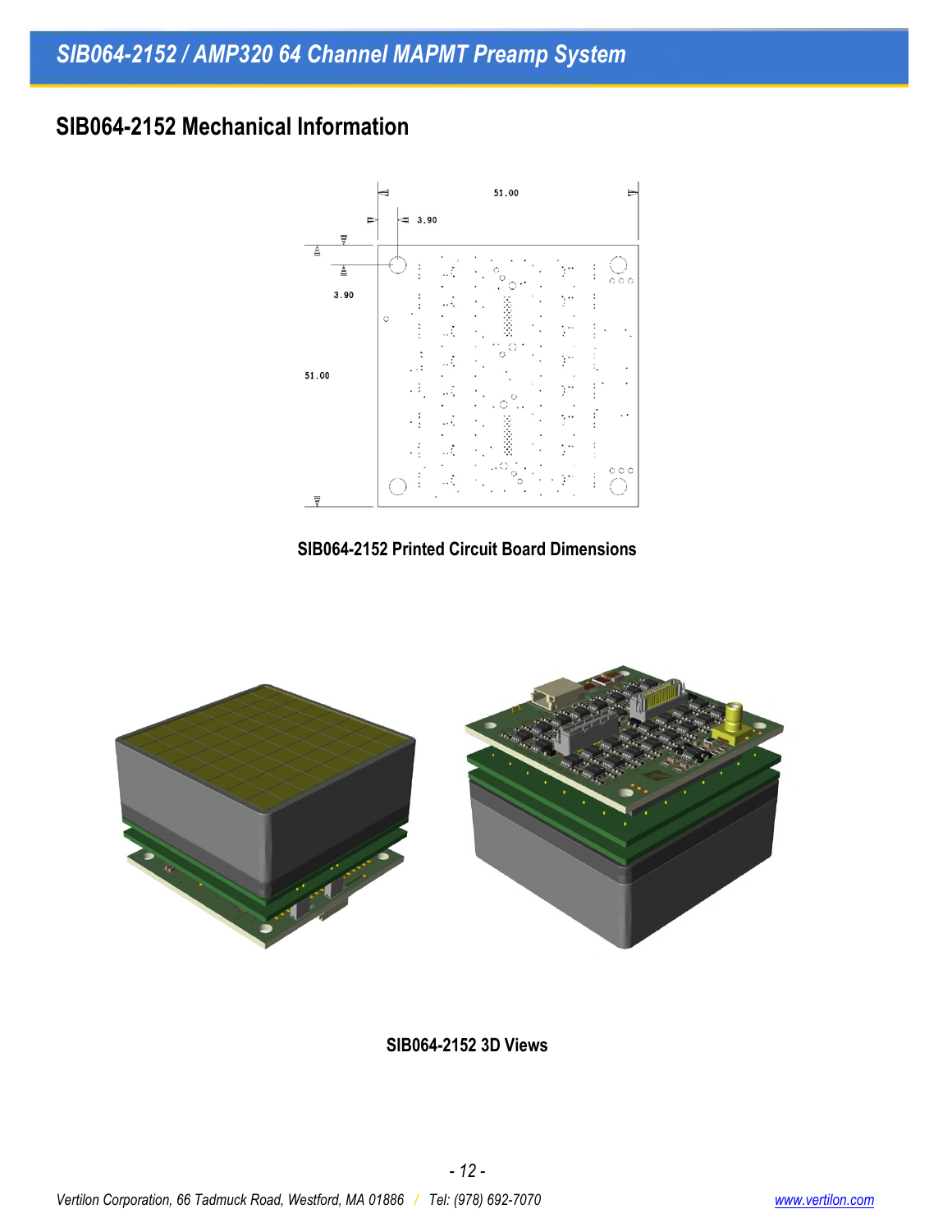## SIB064-2152 Mechanical Information

51.00

3.90

3.90

51.00

SIB064-2152 Printed Circuit Board Dimensions

SIB064-2152 3D Views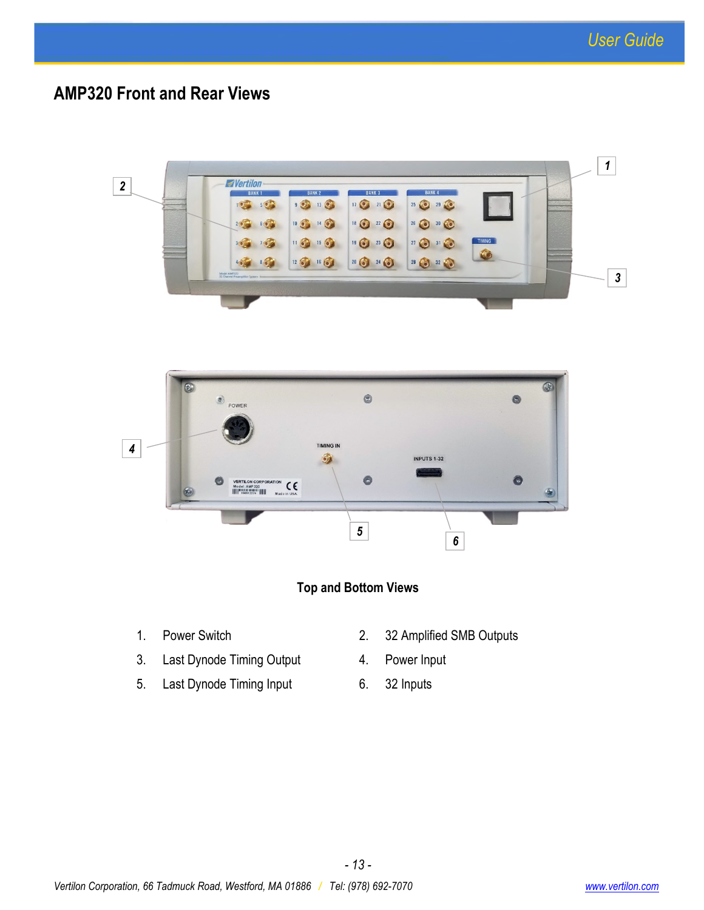## AMP320 Front and Rear Views

**Top and Bottom Views**

1. Power Switch
2. 32 Amplified SMB Outputs
3. Last Dynode Timing Output
4. Power Input
5. Last Dynode Timing Input
6. 32 Inputs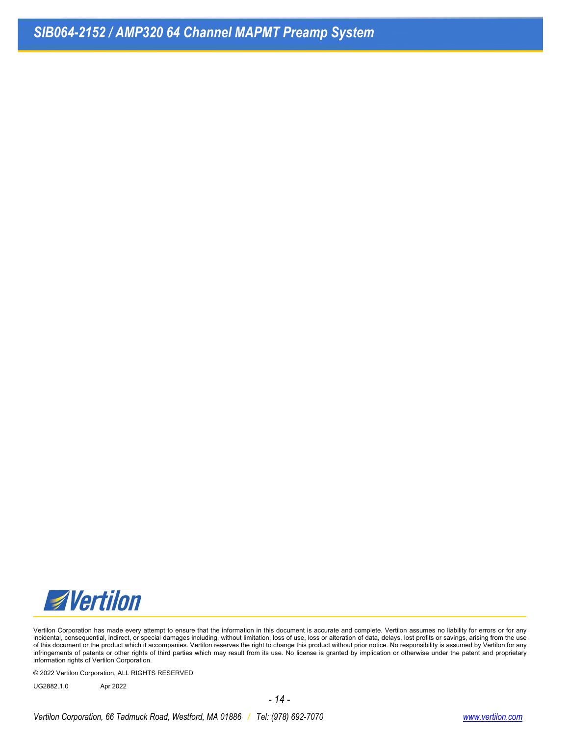Vertilon

Vertilon Corporation has made every attempt to ensure that the information in this document is accurate and complete. Vertilon assumes no liability for errors or for any incidental, consequential, indirect, or special damages including, without limitation, loss of use, loss or alteration of data, delays, lost profits or savings, arising from the use of this document or the product which it accompanies. Vertilon reserves the right to change this product without prior notice. No responsibility is assumed by Vertilon for any infringements of patents or other rights of third parties which may result from its use. No license is granted by implication or otherwise under the patent and proprietary information rights of Vertilon Corporation.

© 2022 Vertilon Corporation, ALL RIGHTS RESERVED

UG2882.1.0 Apr 2022